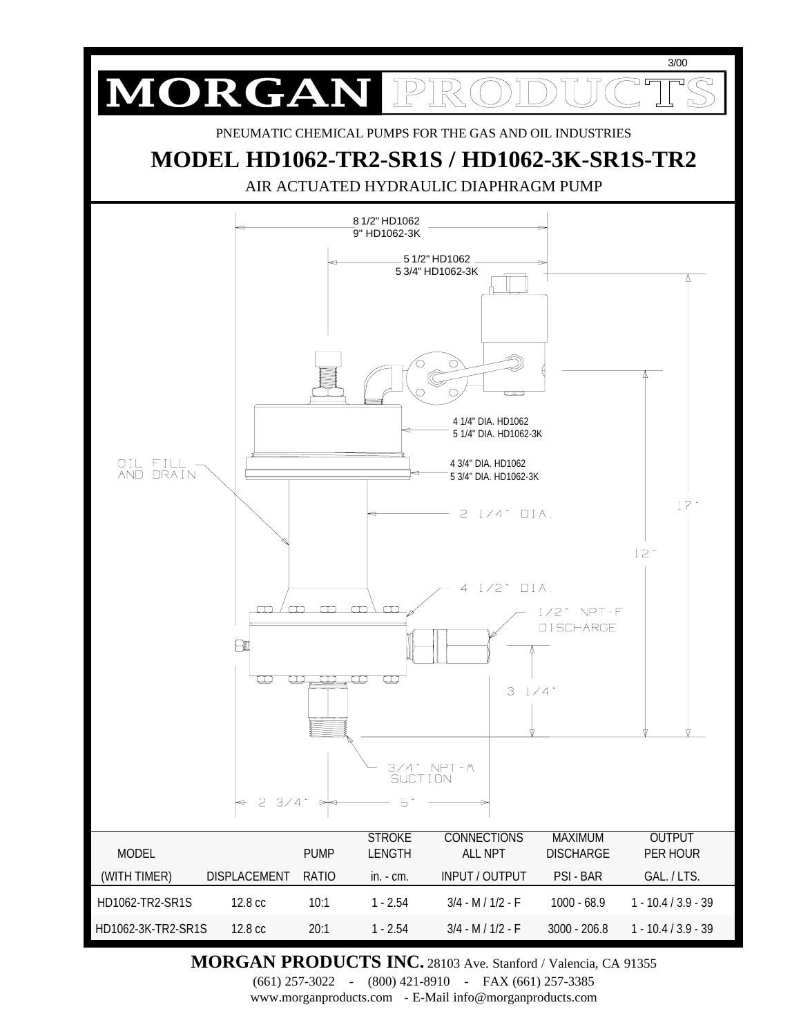3/00

# MORGAN PRODUCTS

PNEUMATIC CHEMICAL PUMPS FOR THE GAS AND OIL INDUSTRIES

## MODEL HD1062-TR2-SR1S / HD1062-3K-SR1S-TR2

AIR ACTUATED HYDRAULIC DIAPHRAGM PUMP

8 1/2" HD1062
9" HD1062-3K

5 1/2" HD1062
5 3/4" HD1062-3K

4 1/4" DIA. HD1062
5 1/4" DIA. HD1062-3K

4 3/4" DIA. HD1062
5 3/4" DIA. HD1062-3K

OIL FILL AND DRAIN

2 1/4" DIA.

4 1/2" DIA.

1/2" NPT-F DISCHARGE

3/4" NPT-M SUCTION

17"

12"

3 1/4"

2 3/4"

5"

| MODEL (WITH TIMER) | DISPLACEMENT | PUMP RATIO | STROKE LENGTH in. - cm. | CONNECTIONS ALL NPT INPUT / OUTPUT | MAXIMUM DISCHARGE PSI - BAR | OUTPUT PER HOUR GAL. / LTS. |
|---|---|---|---|---|---|---|
| HD1062-TR2-SR1S | 12.8 cc | 10:1 | 1 - 2.54 | 3/4 - M / 1/2 - F | 1000 - 68.9 | 1 - 10.4 / 3.9 - 39 |
| HD1062-3K-TR2-SR1S | 12.8 cc | 20:1 | 1 - 2.54 | 3/4 - M / 1/2 - F | 3000 - 206.8 | 1 - 10.4 / 3.9 - 39 |

**MORGAN PRODUCTS INC.** 28103 Ave. Stanford / Valencia, CA 91355
(661) 257-3022 - (800) 421-8910 - FAX (661) 257-3385
www.morganproducts.com - E-Mail info@morganproducts.com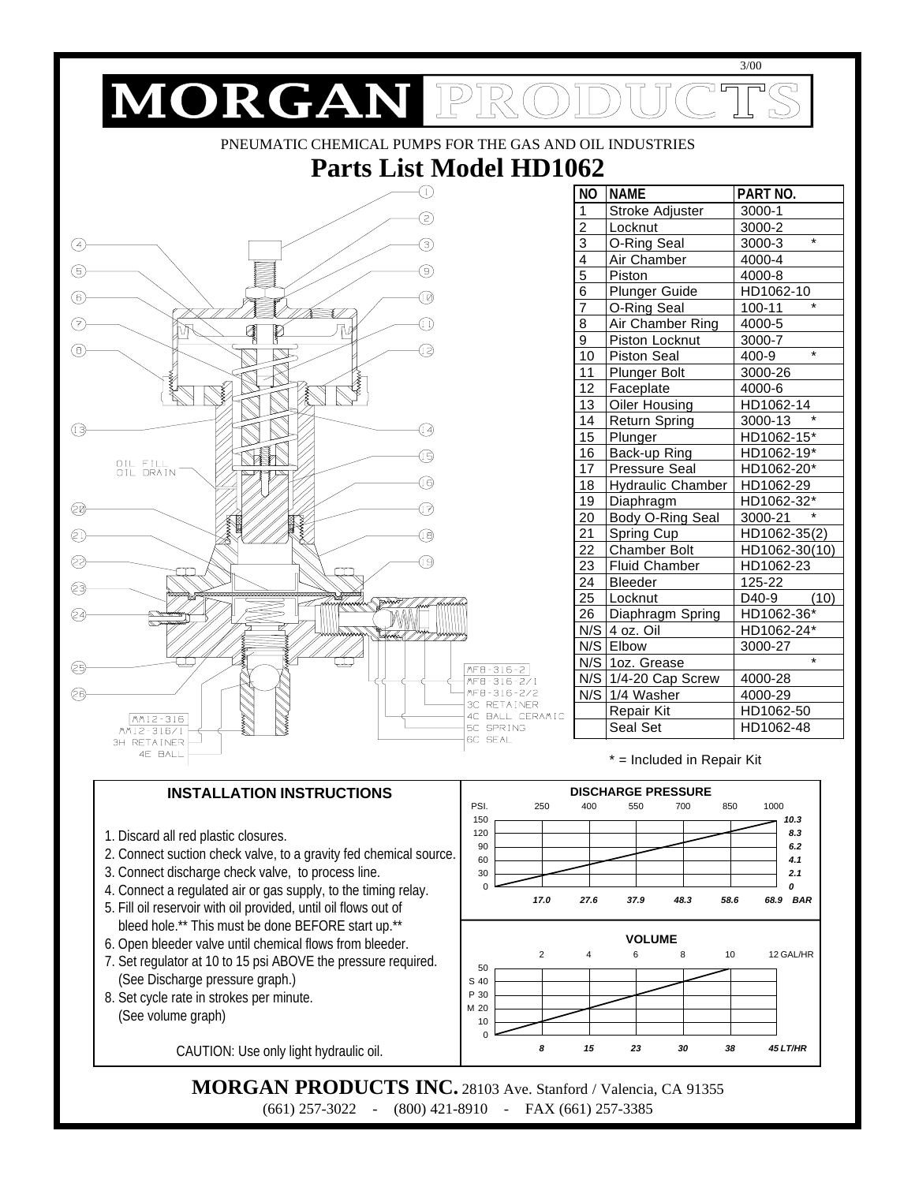3/00

# MORGAN PRODUCTS

PNEUMATIC CHEMICAL PUMPS FOR THE GAS AND OIL INDUSTRIES

## Parts List Model HD1062

| NO | NAME | PART NO. |
|---|---|---|
| 1 | Stroke Adjuster | 3000-1 |
| 2 | Locknut | 3000-2 |
| 3 | O-Ring Seal | 3000-3 * |
| 4 | Air Chamber | 4000-4 |
| 5 | Piston | 4000-8 |
| 6 | Plunger Guide | HD1062-10 |
| 7 | O-Ring Seal | 100-11 * |
| 8 | Air Chamber Ring | 4000-5 |
| 9 | Piston Locknut | 3000-7 |
| 10 | Piston Seal | 400-9 * |
| 11 | Plunger Bolt | 3000-26 |
| 12 | Faceplate | 4000-6 |
| 13 | Oiler Housing | HD1062-14 |
| 14 | Return Spring | 3000-13 * |
| 15 | Plunger | HD1062-15* |
| 16 | Back-up Ring | HD1062-19* |
| 17 | Pressure Seal | HD1062-20* |
| 18 | Hydraulic Chamber | HD1062-29 |
| 19 | Diaphragm | HD1062-32* |
| 20 | Body O-Ring Seal | 3000-21 * |
| 21 | Spring Cup | HD1062-35(2) |
| 22 | Chamber Bolt | HD1062-30(10) |
| 23 | Fluid Chamber | HD1062-23 |
| 24 | Bleeder | 125-22 |
| 25 | Locknut | D40-9 (10) |
| 26 | Diaphragm Spring | HD1062-36* |
| N/S | 4 oz. Oil | HD1062-24* |
| N/S | Elbow | 3000-27 |
| N/S | 1oz. Grease | * |
| N/S | 1/4-20 Cap Screw | 4000-28 |
| N/S | 1/4 Washer | 4000-29 |
| | Repair Kit | HD1062-50 |
| | Seal Set | HD1062-48 |

* = Included in Repair Kit

OIL FILL
OIL DRAIN

MF8-316-2
MF8-316-2/1
MF8-316-2/2
3C RETAINER
4C BALL CERAMIC
5C SPRING
6C SEAL

MM12-316
MM12-316/1
3H RETAINER
4E BALL

### INSTALLATION INSTRUCTIONS

1. Discard all red plastic closures.
2. Connect suction check valve, to a gravity fed chemical source.
3. Connect discharge check valve, to process line.
4. Connect a regulated air or gas supply, to the timing relay.
5. Fill oil reservoir with oil provided, until oil flows out of bleed hole.** This must be done BEFORE start up.**
6. Open bleeder valve until chemical flows from bleeder.
7. Set regulator at 10 to 15 psi ABOVE the pressure required. (See Discharge pressure graph.)
8. Set cycle rate in strokes per minute. (See volume graph)

CAUTION: Use only light hydraulic oil.

**DISCHARGE PRESSURE**

PSI. 250 400 550 700 850 1000

150, 120, 90, 60, 30, 0 — 10.3, 8.3, 6.2, 4.1, 2.1, 0

17.0 27.6 37.9 48.3 58.6 68.9 BAR

**VOLUME**

2 4 6 8 10 12 GAL/HR

SPM: 50, 40, 30, 20, 10, 0

8 15 23 30 38 45 LT/HR

**MORGAN PRODUCTS INC.** 28103 Ave. Stanford / Valencia, CA 91355
(661) 257-3022 - (800) 421-8910 - FAX (661) 257-3385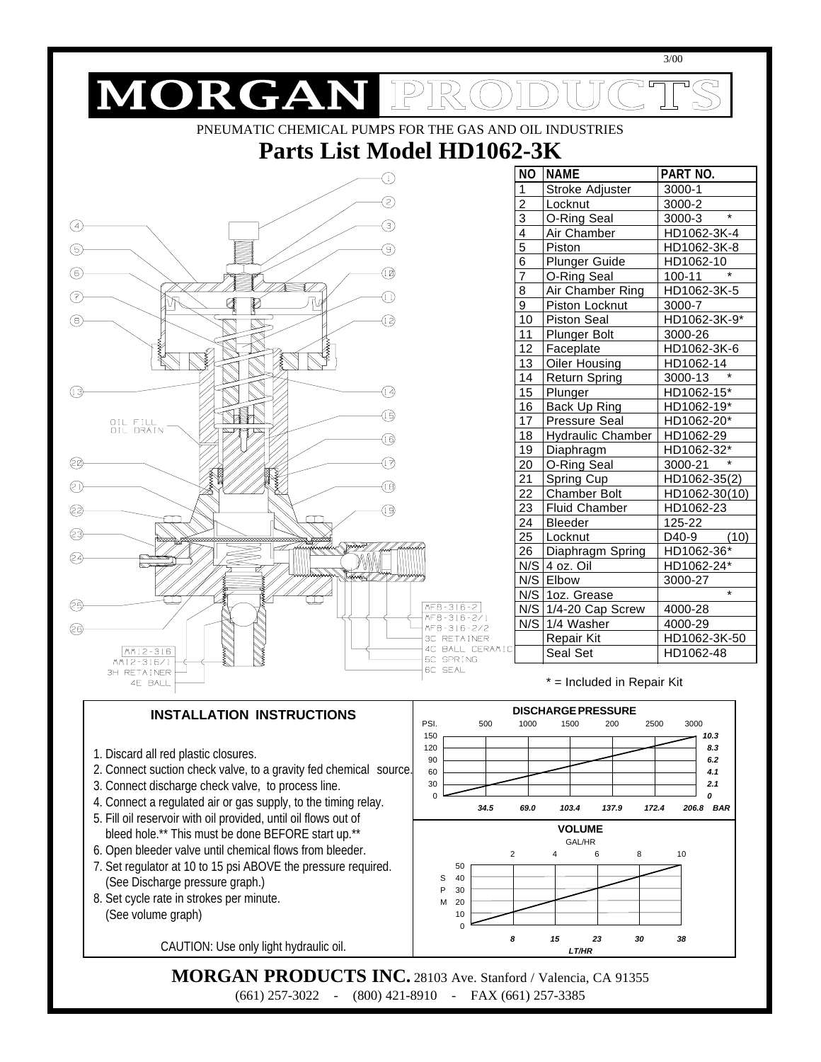3/00

# MORGAN PRODUCTS

PNEUMATIC CHEMICAL PUMPS FOR THE GAS AND OIL INDUSTRIES

## Parts List Model HD1062-3K

OIL FILL
OIL DRAIN

MFB-316-2
MFB-316-2/1
MFB-316-2/2
3C RETAINER
4C BALL CERAMIC
5C SPRING
6C SEAL

MM12-316
MM12-316/1
3H RETAINER
4E BALL

| NO | NAME | PART NO. |
|---|---|---|
| 1 | Stroke Adjuster | 3000-1 |
| 2 | Locknut | 3000-2 |
| 3 | O-Ring Seal | 3000-3 * |
| 4 | Air Chamber | HD1062-3K-4 |
| 5 | Piston | HD1062-3K-8 |
| 6 | Plunger Guide | HD1062-10 |
| 7 | O-Ring Seal | 100-11 * |
| 8 | Air Chamber Ring | HD1062-3K-5 |
| 9 | Piston Locknut | 3000-7 |
| 10 | Piston Seal | HD1062-3K-9* |
| 11 | Plunger Bolt | 3000-26 |
| 12 | Faceplate | HD1062-3K-6 |
| 13 | Oiler Housing | HD1062-14 |
| 14 | Return Spring | 3000-13 * |
| 15 | Plunger | HD1062-15* |
| 16 | Back Up Ring | HD1062-19* |
| 17 | Pressure Seal | HD1062-20* |
| 18 | Hydraulic Chamber | HD1062-29 |
| 19 | Diaphragm | HD1062-32* |
| 20 | O-Ring Seal | 3000-21 * |
| 21 | Spring Cup | HD1062-35(2) |
| 22 | Chamber Bolt | HD1062-30(10) |
| 23 | Fluid Chamber | HD1062-23 |
| 24 | Bleeder | 125-22 |
| 25 | Locknut | D40-9 (10) |
| 26 | Diaphragm Spring | HD1062-36* |
| N/S | 4 oz. Oil | HD1062-24* |
| N/S | Elbow | 3000-27 |
| N/S | 1oz. Grease | * |
| N/S | 1/4-20 Cap Screw | 4000-28 |
| N/S | 1/4 Washer | 4000-29 |
| | Repair Kit | HD1062-3K-50 |
| | Seal Set | HD1062-48 |

\* = Included in Repair Kit

### INSTALLATION INSTRUCTIONS

1. Discard all red plastic closures.
2. Connect suction check valve, to a gravity fed chemical source.
3. Connect discharge check valve, to process line.
4. Connect a regulated air or gas supply, to the timing relay.
5. Fill oil reservoir with oil provided, until oil flows out of bleed hole.** This must be done BEFORE start up.**
6. Open bleeder valve until chemical flows from bleeder.
7. Set regulator at 10 to 15 psi ABOVE the pressure required. (See Discharge pressure graph.)
8. Set cycle rate in strokes per minute. (See volume graph)

CAUTION: Use only light hydraulic oil.

DISCHARGE PRESSURE

PSI. 500 1000 1500 200 2500 3000

150 120 90 60 30 0

10.3 8.3 6.2 4.1 2.1 0

34.5 69.0 103.4 137.9 172.4 206.8 BAR

VOLUME

GAL/HR

2 4 6 8 10

SPM

50 40 30 20 10 0

8 15 23 30 38

LT/HR

**MORGAN PRODUCTS INC.** 28103 Ave. Stanford / Valencia, CA 91355

(661) 257-3022 - (800) 421-8910 - FAX (661) 257-3385